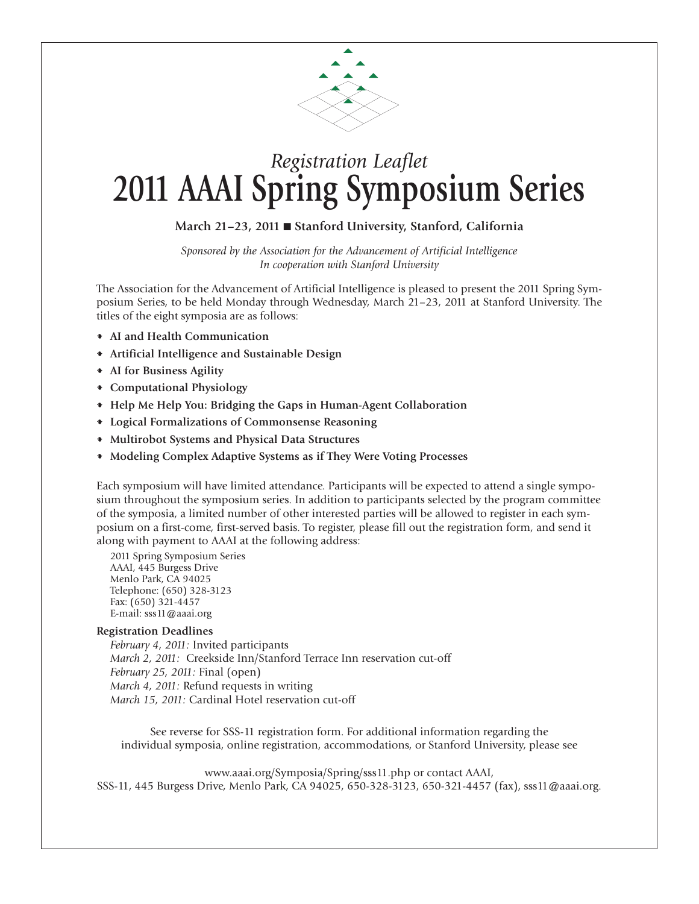*Registration Leaflet*

# 2011 AAAI Spring Symposium Series

**March 21–23, 2011 ■ Stanford University, Stanford, California**

*Sponsored by the Association for the Advancement of Artificial Intelligence*
*In cooperation with Stanford University*

The Association for the Advancement of Artificial Intelligence is pleased to present the 2011 Spring Symposium Series, to be held Monday through Wednesday, March 21–23, 2011 at Stanford University. The titles of the eight symposia are as follows:

- **AI and Health Communication**
- **Artificial Intelligence and Sustainable Design**
- **AI for Business Agility**
- **Computational Physiology**
- **Help Me Help You: Bridging the Gaps in Human-Agent Collaboration**
- **Logical Formalizations of Commonsense Reasoning**
- **Multirobot Systems and Physical Data Structures**
- **Modeling Complex Adaptive Systems as if They Were Voting Processes**

Each symposium will have limited attendance. Participants will be expected to attend a single symposium throughout the symposium series. In addition to participants selected by the program committee of the symposia, a limited number of other interested parties will be allowed to register in each symposium on a first-come, first-served basis. To register, please fill out the registration form, and send it along with payment to AAAI at the following address:

2011 Spring Symposium Series
AAAI, 445 Burgess Drive
Menlo Park, CA 94025
Telephone: (650) 328-3123
Fax: (650) 321-4457
E-mail: sss11@aaai.org

**Registration Deadlines**

*February 4, 2011:* Invited participants
*March 2, 2011:* Creekside Inn/Stanford Terrace Inn reservation cut-off
*February 25, 2011:* Final (open)
*March 4, 2011:* Refund requests in writing
*March 15, 2011:* Cardinal Hotel reservation cut-off

See reverse for SSS-11 registration form. For additional information regarding the individual symposia, online registration, accommodations, or Stanford University, please see

www.aaai.org/Symposia/Spring/sss11.php or contact AAAI, SSS-11, 445 Burgess Drive, Menlo Park, CA 94025, 650-328-3123, 650-321-4457 (fax), sss11@aaai.org.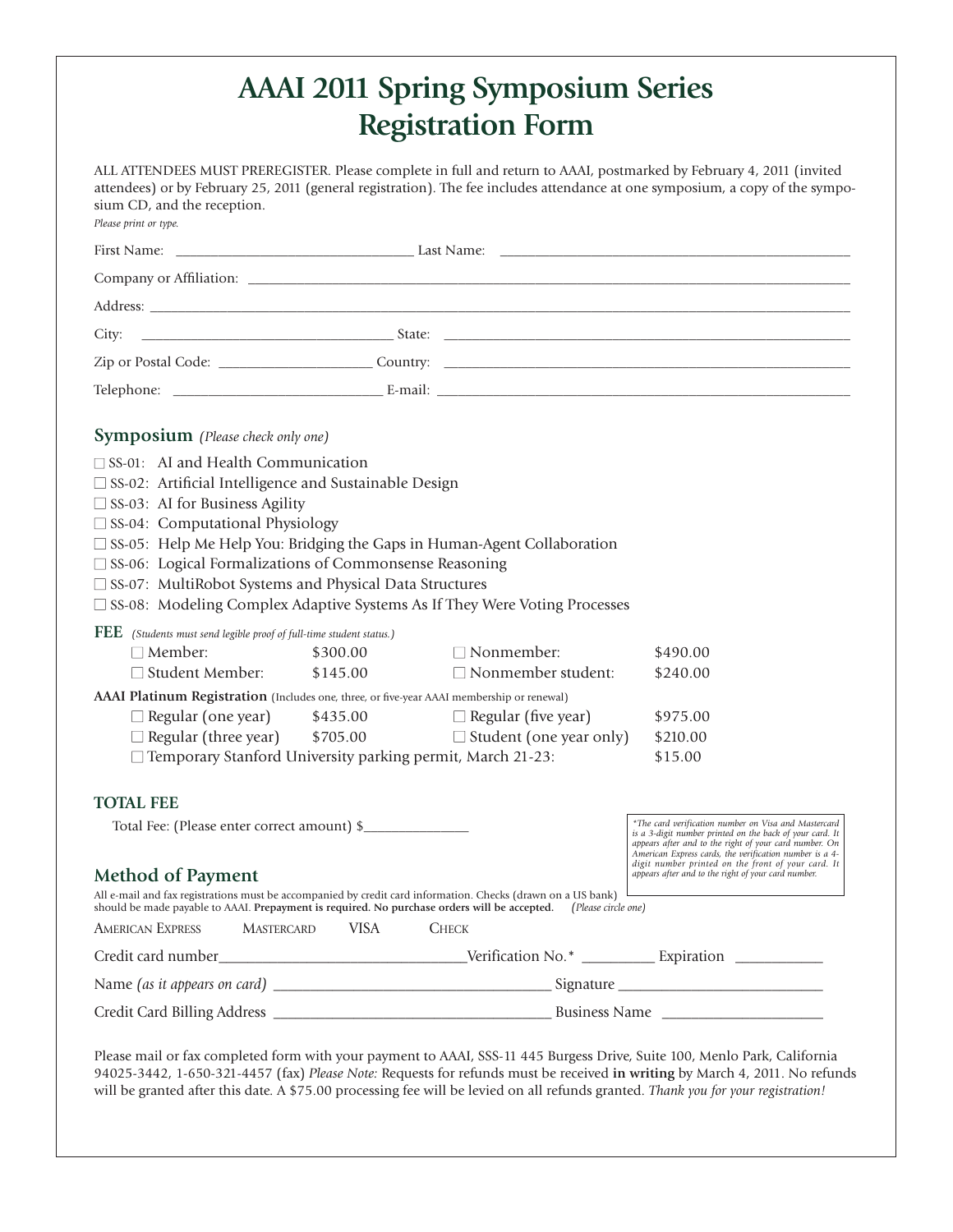# AAAI 2011 Spring Symposium Series Registration Form

ALL ATTENDEES MUST PREREGISTER. Please complete in full and return to AAAI, postmarked by February 4, 2011 (invited attendees) or by February 25, 2011 (general registration). The fee includes attendance at one symposium, a copy of the symposium CD, and the reception.

*Please print or type.*

First Name: ______________________________ Last Name: ______________________________

Company or Affiliation: ______________________________

Address: ______________________________

City: ______________________________ State: ______________________________

Zip or Postal Code: ____________________ Country: ______________________________

Telephone: ________________________ E-mail: ______________________________

## Symposium *(Please check only one)*

- ☐ SS-01: AI and Health Communication
- ☐ SS-02: Artificial Intelligence and Sustainable Design
- ☐ SS-03: AI for Business Agility
- ☐ SS-04: Computational Physiology
- ☐ SS-05: Help Me Help You: Bridging the Gaps in Human-Agent Collaboration
- ☐ SS-06: Logical Formalizations of Commonsense Reasoning
- ☐ SS-07: MultiRobot Systems and Physical Data Structures
- ☐ SS-08: Modeling Complex Adaptive Systems As If They Were Voting Processes

**FEE** *(Students must send legible proof of full-time student status.)*

| | | | |
|---|---|---|---|
| ☐ Member: | $300.00 | ☐ Nonmember: | $490.00 |
| ☐ Student Member: | $145.00 | ☐ Nonmember student: | $240.00 |

**AAAI Platinum Registration** (Includes one, three, or five-year AAAI membership or renewal)

| | | | |
|---|---|---|---|
| ☐ Regular (one year) | $435.00 | ☐ Regular (five year) | $975.00 |
| ☐ Regular (three year) | $705.00 | ☐ Student (one year only) | $210.00 |

☐ Temporary Stanford University parking permit, March 21-23: $15.00

### TOTAL FEE

Total Fee: (Please enter correct amount) $______________

*\*The card verification number on Visa and Mastercard is a 3-digit number printed on the back of your card. It appears after and to the right of your card number. On American Express cards, the verification number is a 4-digit number printed on the front of your card. It appears after and to the right of your card number.*

## Method of Payment

All e-mail and fax registrations must be accompanied by credit card information. Checks (drawn on a US bank) should be made payable to AAAI. **Prepayment is required. No purchase orders will be accepted.** *(Please circle one)*

AMERICAN EXPRESS MASTERCARD VISA CHECK

Credit card number______________________________ Verification No.* __________ Expiration ___________

Name *(as it appears on card)* ______________________________ Signature ______________________________

Credit Card Billing Address ______________________________ Business Name ____________________

Please mail or fax completed form with your payment to AAAI, SSS-11 445 Burgess Drive, Suite 100, Menlo Park, California 94025-3442, 1-650-321-4457 (fax) *Please Note:* Requests for refunds must be received **in writing** by March 4, 2011. No refunds will be granted after this date. A $75.00 processing fee will be levied on all refunds granted. *Thank you for your registration!*